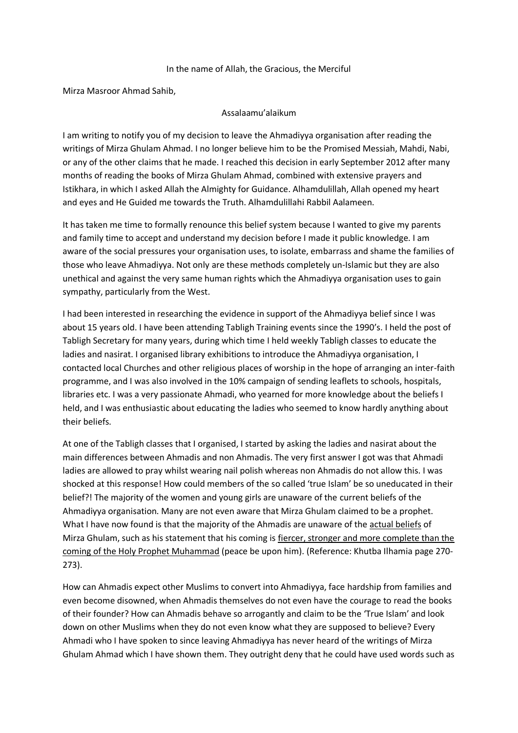In the name of Allah, the Gracious, the Merciful

Mirza Masroor Ahmad Sahib,

Assalaamu'alaikum

I am writing to notify you of my decision to leave the Ahmadiyya organisation after reading the writings of Mirza Ghulam Ahmad. I no longer believe him to be the Promised Messiah, Mahdi, Nabi, or any of the other claims that he made. I reached this decision in early September 2012 after many months of reading the books of Mirza Ghulam Ahmad, combined with extensive prayers and Istikhara, in which I asked Allah the Almighty for Guidance. Alhamdulillah, Allah opened my heart and eyes and He Guided me towards the Truth. Alhamdulillahi Rabbil Aalameen.

It has taken me time to formally renounce this belief system because I wanted to give my parents and family time to accept and understand my decision before I made it public knowledge. I am aware of the social pressures your organisation uses, to isolate, embarrass and shame the families of those who leave Ahmadiyya. Not only are these methods completely un-Islamic but they are also unethical and against the very same human rights which the Ahmadiyya organisation uses to gain sympathy, particularly from the West.

I had been interested in researching the evidence in support of the Ahmadiyya belief since I was about 15 years old. I have been attending Tabligh Training events since the 1990's. I held the post of Tabligh Secretary for many years, during which time I held weekly Tabligh classes to educate the ladies and nasirat. I organised library exhibitions to introduce the Ahmadiyya organisation, I contacted local Churches and other religious places of worship in the hope of arranging an inter-faith programme, and I was also involved in the 10% campaign of sending leaflets to schools, hospitals, libraries etc. I was a very passionate Ahmadi, who yearned for more knowledge about the beliefs I held, and I was enthusiastic about educating the ladies who seemed to know hardly anything about their beliefs.

At one of the Tabligh classes that I organised, I started by asking the ladies and nasirat about the main differences between Ahmadis and non Ahmadis. The very first answer I got was that Ahmadi ladies are allowed to pray whilst wearing nail polish whereas non Ahmadis do not allow this. I was shocked at this response! How could members of the so called 'true Islam' be so uneducated in their belief?! The majority of the women and young girls are unaware of the current beliefs of the Ahmadiyya organisation. Many are not even aware that Mirza Ghulam claimed to be a prophet. What I have now found is that the majority of the Ahmadis are unaware of the actual beliefs of Mirza Ghulam, such as his statement that his coming is fiercer, stronger and more complete than the coming of the Holy Prophet Muhammad (peace be upon him). (Reference: Khutba Ilhamia page 270-273).

How can Ahmadis expect other Muslims to convert into Ahmadiyya, face hardship from families and even become disowned, when Ahmadis themselves do not even have the courage to read the books of their founder? How can Ahmadis behave so arrogantly and claim to be the 'True Islam' and look down on other Muslims when they do not even know what they are supposed to believe? Every Ahmadi who I have spoken to since leaving Ahmadiyya has never heard of the writings of Mirza Ghulam Ahmad which I have shown them. They outright deny that he could have used words such as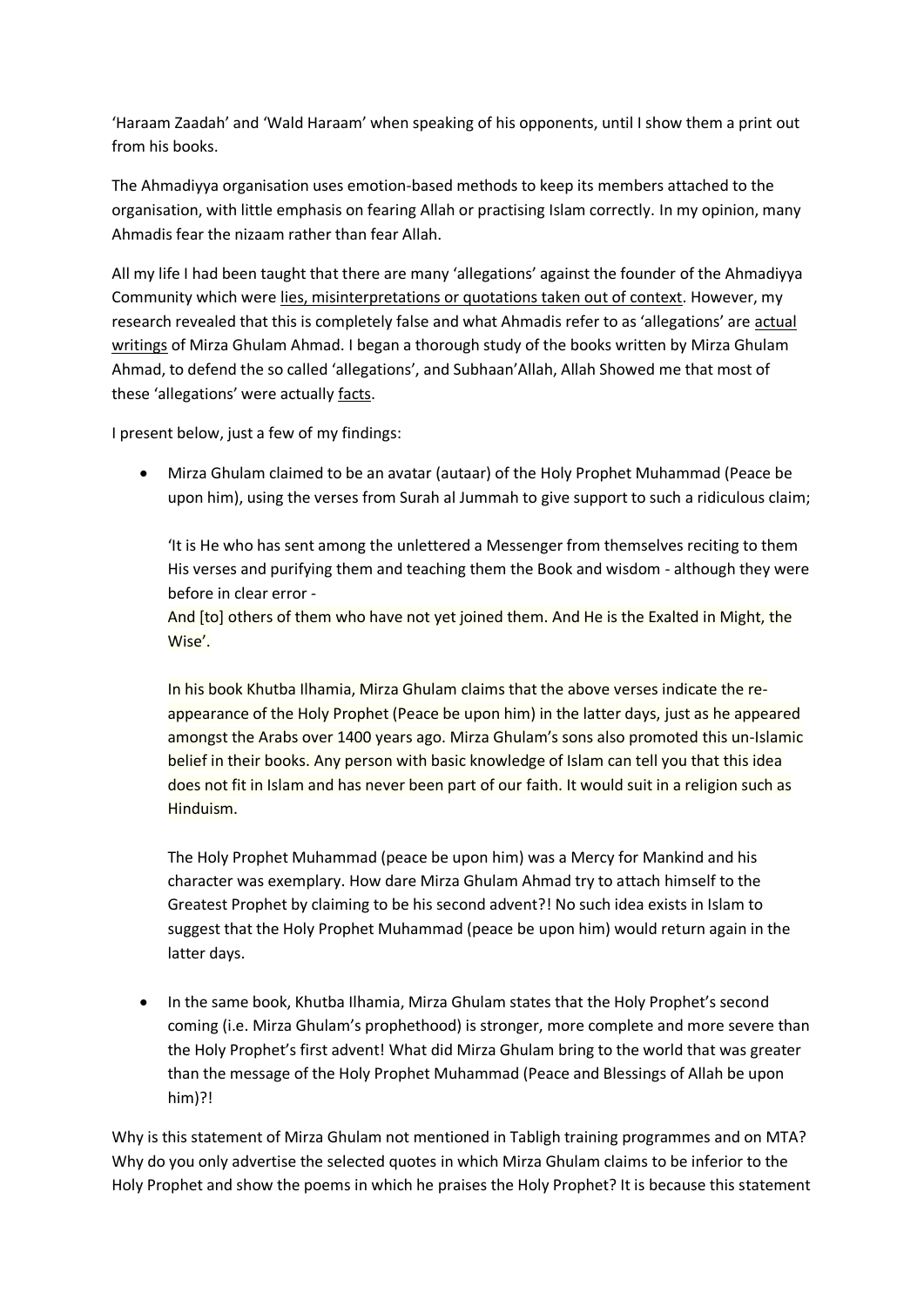'Haraam Zaadah' and 'Wald Haraam' when speaking of his opponents, until I show them a print out from his books.

The Ahmadiyya organisation uses emotion-based methods to keep its members attached to the organisation, with little emphasis on fearing Allah or practising Islam correctly. In my opinion, many Ahmadis fear the nizaam rather than fear Allah.

All my life I had been taught that there are many 'allegations' against the founder of the Ahmadiyya Community which were <u>lies, misinterpretations or quotations taken out of context</u>. However, my research revealed that this is completely false and what Ahmadis refer to as 'allegations' are <u>actual writings</u> of Mirza Ghulam Ahmad. I began a thorough study of the books written by Mirza Ghulam Ahmad, to defend the so called 'allegations', and Subhaan'Allah, Allah Showed me that most of these 'allegations' were actually <u>facts</u>.

I present below, just a few of my findings:

- Mirza Ghulam claimed to be an avatar (autaar) of the Holy Prophet Muhammad (Peace be upon him), using the verses from Surah al Jummah to give support to such a ridiculous claim;

  'It is He who has sent among the unlettered a Messenger from themselves reciting to them His verses and purifying them and teaching them the Book and wisdom - although they were before in clear error -
  And [to] others of them who have not yet joined them. And He is the Exalted in Might, the Wise'.

  In his book Khutba Ilhamia, Mirza Ghulam claims that the above verses indicate the re-appearance of the Holy Prophet (Peace be upon him) in the latter days, just as he appeared amongst the Arabs over 1400 years ago. Mirza Ghulam's sons also promoted this un-Islamic belief in their books. Any person with basic knowledge of Islam can tell you that this idea does not fit in Islam and has never been part of our faith. It would suit in a religion such as Hinduism.

  The Holy Prophet Muhammad (peace be upon him) was a Mercy for Mankind and his character was exemplary. How dare Mirza Ghulam Ahmad try to attach himself to the Greatest Prophet by claiming to be his second advent?! No such idea exists in Islam to suggest that the Holy Prophet Muhammad (peace be upon him) would return again in the latter days.

- In the same book, Khutba Ilhamia, Mirza Ghulam states that the Holy Prophet's second coming (i.e. Mirza Ghulam's prophethood) is stronger, more complete and more severe than the Holy Prophet's first advent! What did Mirza Ghulam bring to the world that was greater than the message of the Holy Prophet Muhammad (Peace and Blessings of Allah be upon him)?!

Why is this statement of Mirza Ghulam not mentioned in Tabligh training programmes and on MTA? Why do you only advertise the selected quotes in which Mirza Ghulam claims to be inferior to the Holy Prophet and show the poems in which he praises the Holy Prophet? It is because this statement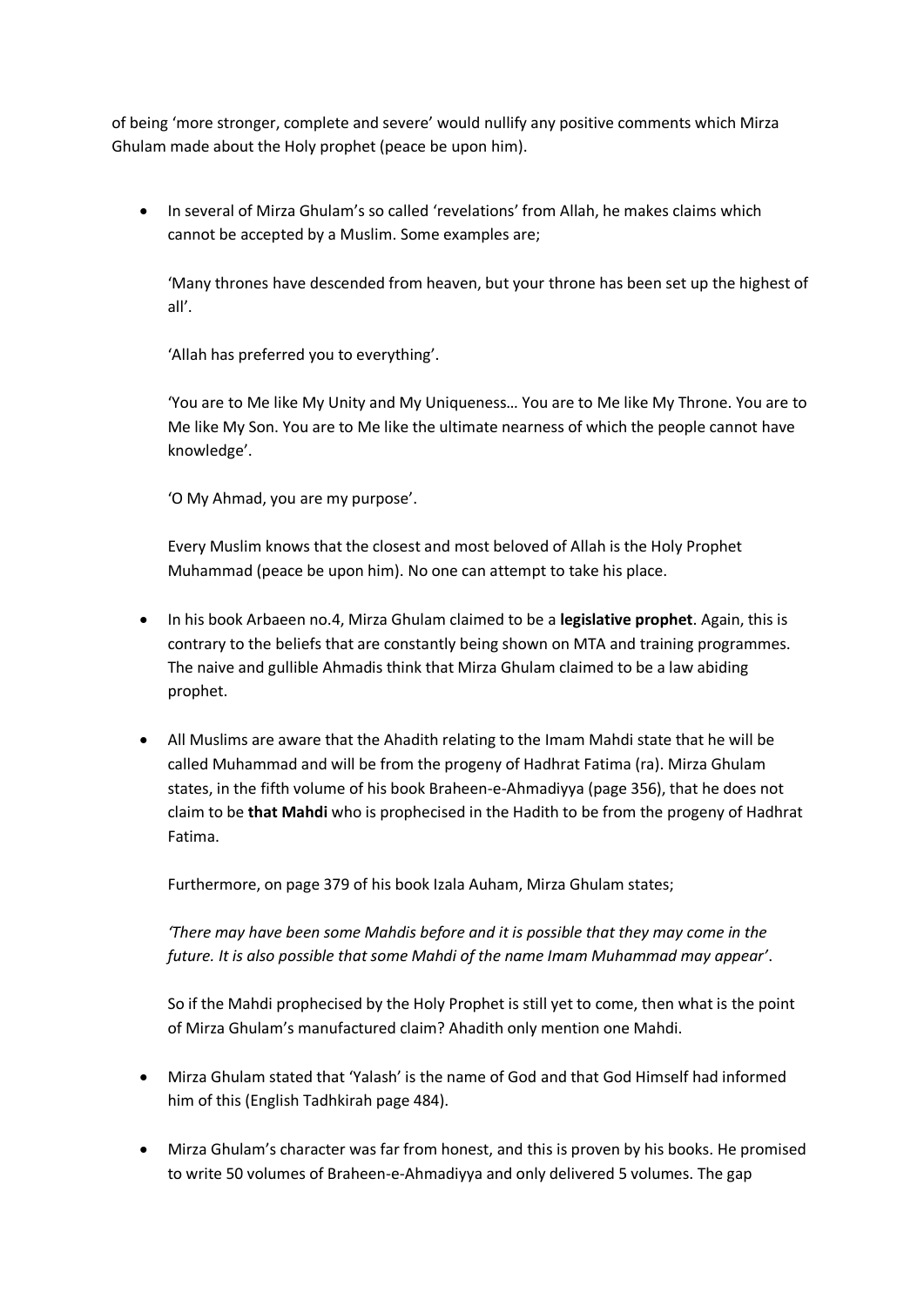of being 'more stronger, complete and severe' would nullify any positive comments which Mirza Ghulam made about the Holy prophet (peace be upon him).

- In several of Mirza Ghulam's so called 'revelations' from Allah, he makes claims which cannot be accepted by a Muslim. Some examples are;

  'Many thrones have descended from heaven, but your throne has been set up the highest of all'.

  'Allah has preferred you to everything'.

  'You are to Me like My Unity and My Uniqueness… You are to Me like My Throne. You are to Me like My Son. You are to Me like the ultimate nearness of which the people cannot have knowledge'.

  'O My Ahmad, you are my purpose'.

  Every Muslim knows that the closest and most beloved of Allah is the Holy Prophet Muhammad (peace be upon him). No one can attempt to take his place.

- In his book Arbaeen no.4, Mirza Ghulam claimed to be a **legislative prophet**. Again, this is contrary to the beliefs that are constantly being shown on MTA and training programmes. The naive and gullible Ahmadis think that Mirza Ghulam claimed to be a law abiding prophet.

- All Muslims are aware that the Ahadith relating to the Imam Mahdi state that he will be called Muhammad and will be from the progeny of Hadhrat Fatima (ra). Mirza Ghulam states, in the fifth volume of his book Braheen-e-Ahmadiyya (page 356), that he does not claim to be **that Mahdi** who is prophecised in the Hadith to be from the progeny of Hadhrat Fatima.

  Furthermore, on page 379 of his book Izala Auham, Mirza Ghulam states;

  *'There may have been some Mahdis before and it is possible that they may come in the future. It is also possible that some Mahdi of the name Imam Muhammad may appear'*.

  So if the Mahdi prophecised by the Holy Prophet is still yet to come, then what is the point of Mirza Ghulam's manufactured claim? Ahadith only mention one Mahdi.

- Mirza Ghulam stated that 'Yalash' is the name of God and that God Himself had informed him of this (English Tadhkirah page 484).

- Mirza Ghulam's character was far from honest, and this is proven by his books. He promised to write 50 volumes of Braheen-e-Ahmadiyya and only delivered 5 volumes. The gap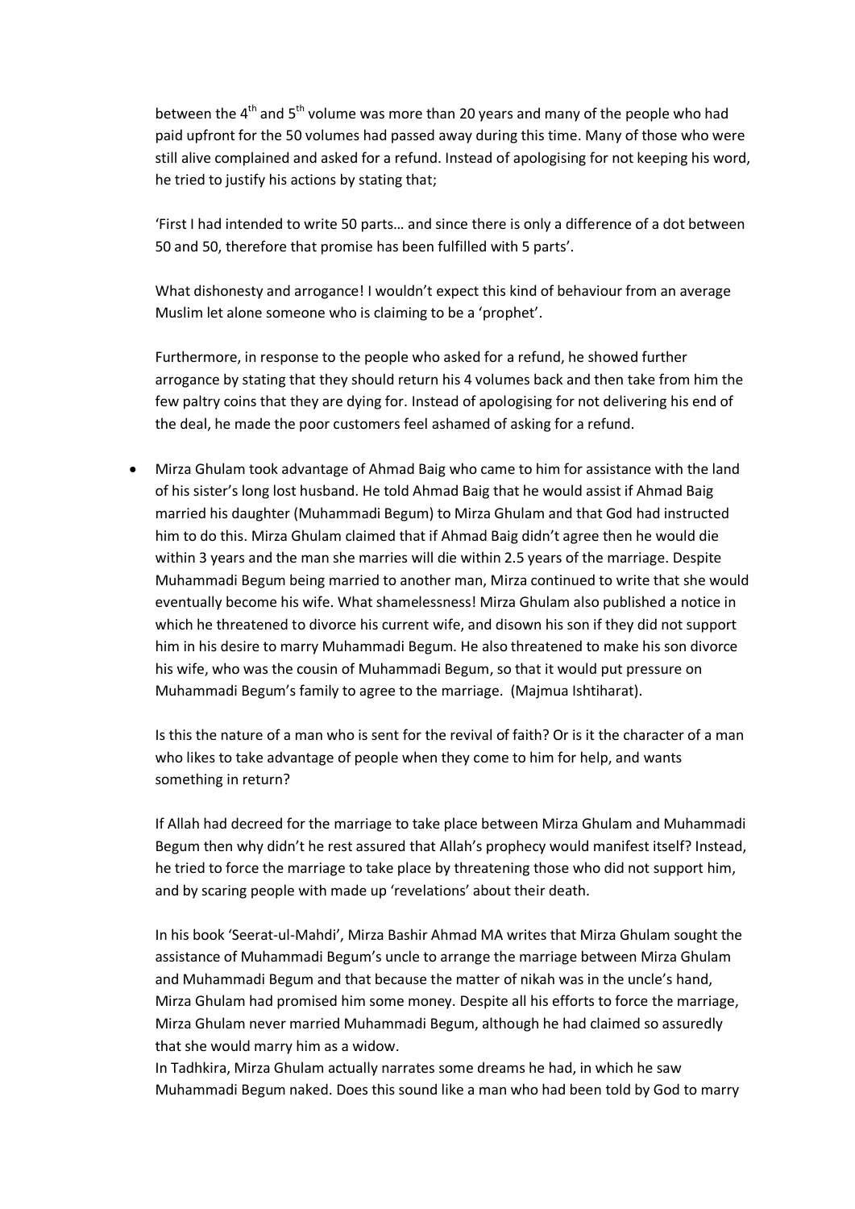between the 4th and 5th volume was more than 20 years and many of the people who had paid upfront for the 50 volumes had passed away during this time. Many of those who were still alive complained and asked for a refund. Instead of apologising for not keeping his word, he tried to justify his actions by stating that;

'First I had intended to write 50 parts… and since there is only a difference of a dot between 50 and 50, therefore that promise has been fulfilled with 5 parts'.

What dishonesty and arrogance! I wouldn't expect this kind of behaviour from an average Muslim let alone someone who is claiming to be a 'prophet'.

Furthermore, in response to the people who asked for a refund, he showed further arrogance by stating that they should return his 4 volumes back and then take from him the few paltry coins that they are dying for. Instead of apologising for not delivering his end of the deal, he made the poor customers feel ashamed of asking for a refund.

- Mirza Ghulam took advantage of Ahmad Baig who came to him for assistance with the land of his sister's long lost husband. He told Ahmad Baig that he would assist if Ahmad Baig married his daughter (Muhammadi Begum) to Mirza Ghulam and that God had instructed him to do this. Mirza Ghulam claimed that if Ahmad Baig didn't agree then he would die within 3 years and the man she marries will die within 2.5 years of the marriage. Despite Muhammadi Begum being married to another man, Mirza continued to write that she would eventually become his wife. What shamelessness! Mirza Ghulam also published a notice in which he threatened to divorce his current wife, and disown his son if they did not support him in his desire to marry Muhammadi Begum. He also threatened to make his son divorce his wife, who was the cousin of Muhammadi Begum, so that it would put pressure on Muhammadi Begum's family to agree to the marriage. (Majmua Ishtiharat).

  Is this the nature of a man who is sent for the revival of faith? Or is it the character of a man who likes to take advantage of people when they come to him for help, and wants something in return?

  If Allah had decreed for the marriage to take place between Mirza Ghulam and Muhammadi Begum then why didn't he rest assured that Allah's prophecy would manifest itself? Instead, he tried to force the marriage to take place by threatening those who did not support him, and by scaring people with made up 'revelations' about their death.

  In his book 'Seerat-ul-Mahdi', Mirza Bashir Ahmad MA writes that Mirza Ghulam sought the assistance of Muhammadi Begum's uncle to arrange the marriage between Mirza Ghulam and Muhammadi Begum and that because the matter of nikah was in the uncle's hand, Mirza Ghulam had promised him some money. Despite all his efforts to force the marriage, Mirza Ghulam never married Muhammadi Begum, although he had claimed so assuredly that she would marry him as a widow.
  In Tadhkira, Mirza Ghulam actually narrates some dreams he had, in which he saw Muhammadi Begum naked. Does this sound like a man who had been told by God to marry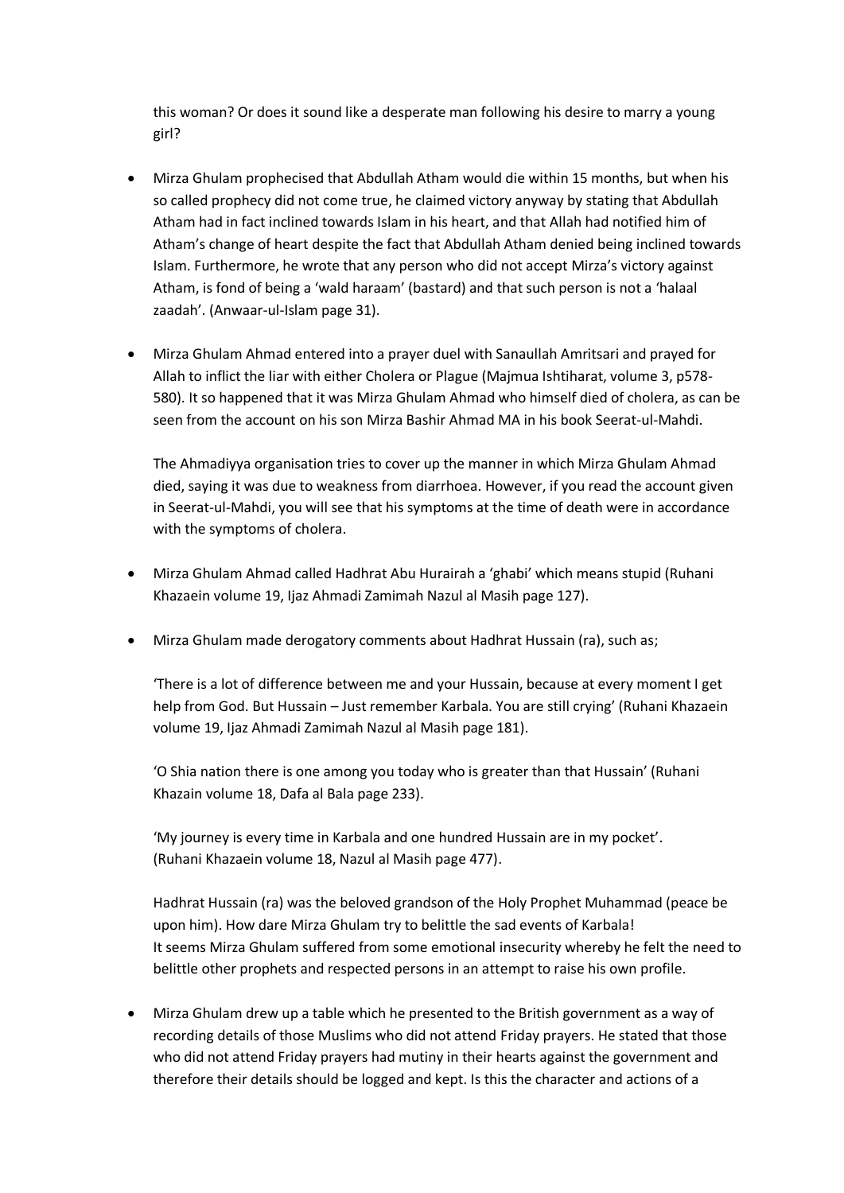this woman? Or does it sound like a desperate man following his desire to marry a young girl?

- Mirza Ghulam prophecised that Abdullah Atham would die within 15 months, but when his so called prophecy did not come true, he claimed victory anyway by stating that Abdullah Atham had in fact inclined towards Islam in his heart, and that Allah had notified him of Atham's change of heart despite the fact that Abdullah Atham denied being inclined towards Islam. Furthermore, he wrote that any person who did not accept Mirza's victory against Atham, is fond of being a 'wald haraam' (bastard) and that such person is not a 'halaal zaadah'. (Anwaar-ul-Islam page 31).

- Mirza Ghulam Ahmad entered into a prayer duel with Sanaullah Amritsari and prayed for Allah to inflict the liar with either Cholera or Plague (Majmua Ishtiharat, volume 3, p578-580). It so happened that it was Mirza Ghulam Ahmad who himself died of cholera, as can be seen from the account on his son Mirza Bashir Ahmad MA in his book Seerat-ul-Mahdi.

  The Ahmadiyya organisation tries to cover up the manner in which Mirza Ghulam Ahmad died, saying it was due to weakness from diarrhoea. However, if you read the account given in Seerat-ul-Mahdi, you will see that his symptoms at the time of death were in accordance with the symptoms of cholera.

- Mirza Ghulam Ahmad called Hadhrat Abu Hurairah a 'ghabi' which means stupid (Ruhani Khazaein volume 19, Ijaz Ahmadi Zamimah Nazul al Masih page 127).

- Mirza Ghulam made derogatory comments about Hadhrat Hussain (ra), such as;

  'There is a lot of difference between me and your Hussain, because at every moment I get help from God. But Hussain – Just remember Karbala. You are still crying' (Ruhani Khazaein volume 19, Ijaz Ahmadi Zamimah Nazul al Masih page 181).

  'O Shia nation there is one among you today who is greater than that Hussain' (Ruhani Khazain volume 18, Dafa al Bala page 233).

  'My journey is every time in Karbala and one hundred Hussain are in my pocket'. (Ruhani Khazaein volume 18, Nazul al Masih page 477).

  Hadhrat Hussain (ra) was the beloved grandson of the Holy Prophet Muhammad (peace be upon him). How dare Mirza Ghulam try to belittle the sad events of Karbala! It seems Mirza Ghulam suffered from some emotional insecurity whereby he felt the need to belittle other prophets and respected persons in an attempt to raise his own profile.

- Mirza Ghulam drew up a table which he presented to the British government as a way of recording details of those Muslims who did not attend Friday prayers. He stated that those who did not attend Friday prayers had mutiny in their hearts against the government and therefore their details should be logged and kept. Is this the character and actions of a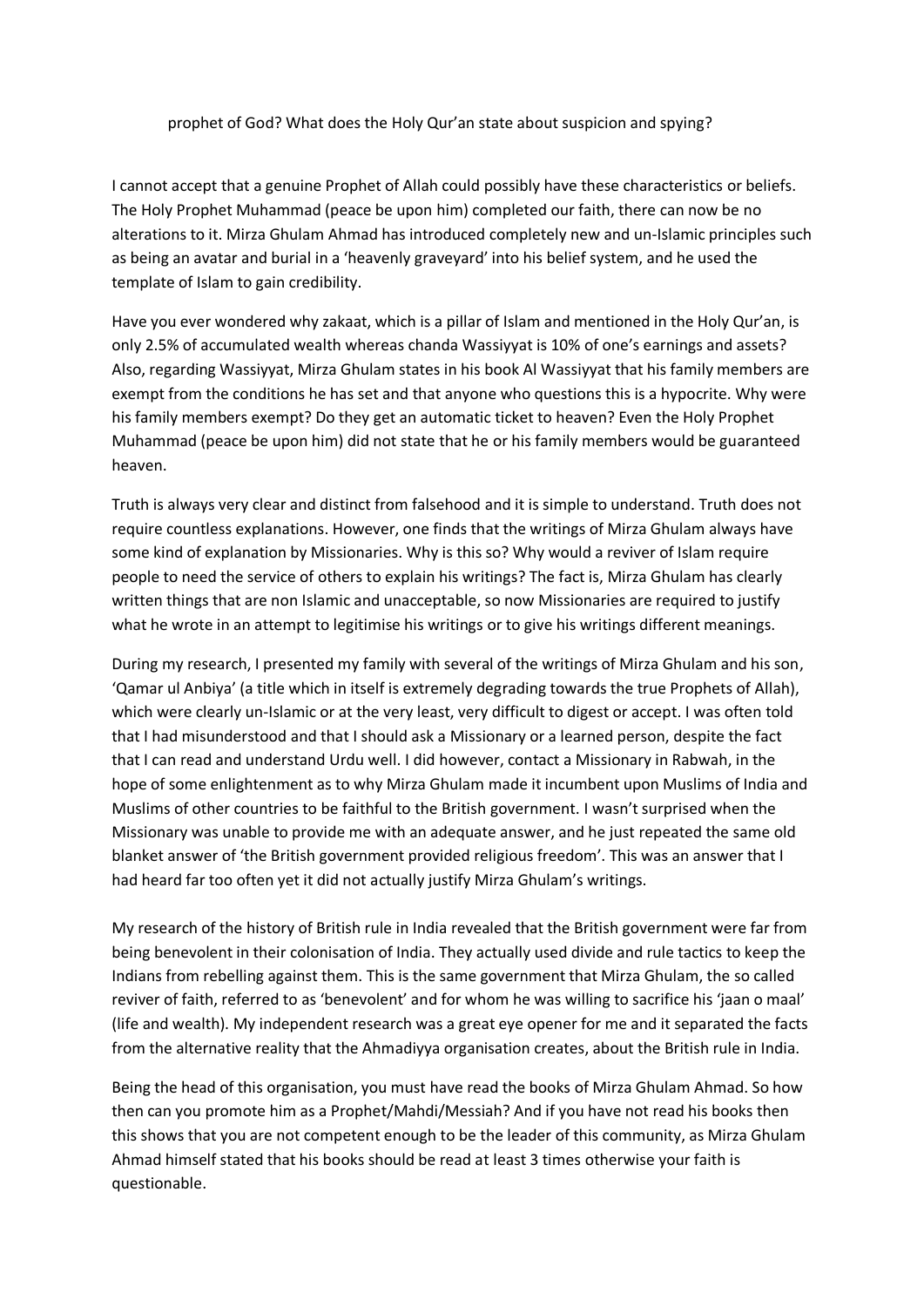prophet of God? What does the Holy Qur'an state about suspicion and spying?

I cannot accept that a genuine Prophet of Allah could possibly have these characteristics or beliefs. The Holy Prophet Muhammad (peace be upon him) completed our faith, there can now be no alterations to it. Mirza Ghulam Ahmad has introduced completely new and un-Islamic principles such as being an avatar and burial in a 'heavenly graveyard' into his belief system, and he used the template of Islam to gain credibility.

Have you ever wondered why zakaat, which is a pillar of Islam and mentioned in the Holy Qur'an, is only 2.5% of accumulated wealth whereas chanda Wassiyyat is 10% of one's earnings and assets? Also, regarding Wassiyyat, Mirza Ghulam states in his book Al Wassiyyat that his family members are exempt from the conditions he has set and that anyone who questions this is a hypocrite. Why were his family members exempt? Do they get an automatic ticket to heaven? Even the Holy Prophet Muhammad (peace be upon him) did not state that he or his family members would be guaranteed heaven.

Truth is always very clear and distinct from falsehood and it is simple to understand. Truth does not require countless explanations. However, one finds that the writings of Mirza Ghulam always have some kind of explanation by Missionaries. Why is this so? Why would a reviver of Islam require people to need the service of others to explain his writings? The fact is, Mirza Ghulam has clearly written things that are non Islamic and unacceptable, so now Missionaries are required to justify what he wrote in an attempt to legitimise his writings or to give his writings different meanings.

During my research, I presented my family with several of the writings of Mirza Ghulam and his son, 'Qamar ul Anbiya' (a title which in itself is extremely degrading towards the true Prophets of Allah), which were clearly un-Islamic or at the very least, very difficult to digest or accept. I was often told that I had misunderstood and that I should ask a Missionary or a learned person, despite the fact that I can read and understand Urdu well. I did however, contact a Missionary in Rabwah, in the hope of some enlightenment as to why Mirza Ghulam made it incumbent upon Muslims of India and Muslims of other countries to be faithful to the British government. I wasn't surprised when the Missionary was unable to provide me with an adequate answer, and he just repeated the same old blanket answer of 'the British government provided religious freedom'. This was an answer that I had heard far too often yet it did not actually justify Mirza Ghulam's writings.

My research of the history of British rule in India revealed that the British government were far from being benevolent in their colonisation of India. They actually used divide and rule tactics to keep the Indians from rebelling against them. This is the same government that Mirza Ghulam, the so called reviver of faith, referred to as 'benevolent' and for whom he was willing to sacrifice his 'jaan o maal' (life and wealth). My independent research was a great eye opener for me and it separated the facts from the alternative reality that the Ahmadiyya organisation creates, about the British rule in India.

Being the head of this organisation, you must have read the books of Mirza Ghulam Ahmad. So how then can you promote him as a Prophet/Mahdi/Messiah? And if you have not read his books then this shows that you are not competent enough to be the leader of this community, as Mirza Ghulam Ahmad himself stated that his books should be read at least 3 times otherwise your faith is questionable.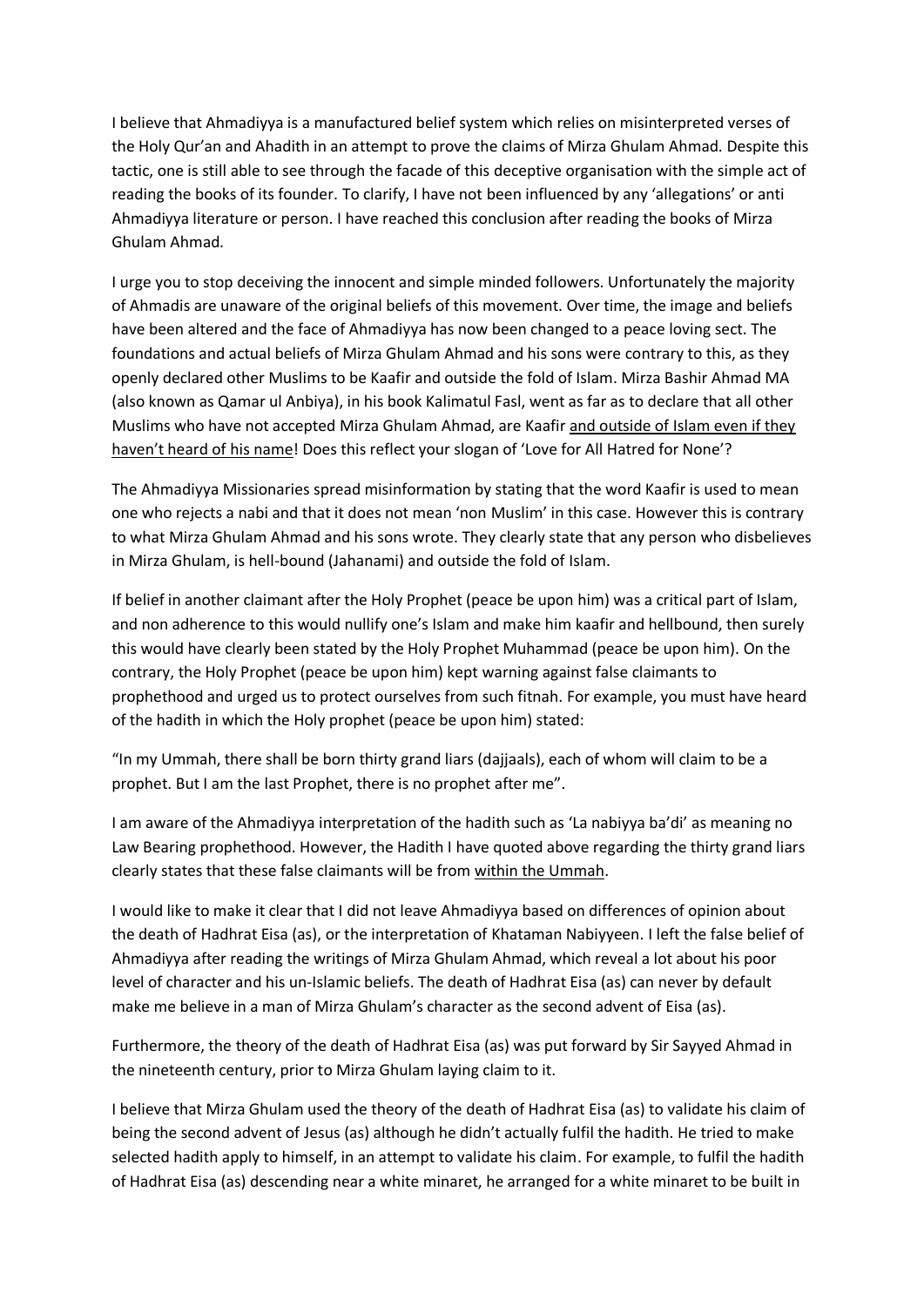I believe that Ahmadiyya is a manufactured belief system which relies on misinterpreted verses of the Holy Qur'an and Ahadith in an attempt to prove the claims of Mirza Ghulam Ahmad. Despite this tactic, one is still able to see through the facade of this deceptive organisation with the simple act of reading the books of its founder. To clarify, I have not been influenced by any 'allegations' or anti Ahmadiyya literature or person. I have reached this conclusion after reading the books of Mirza Ghulam Ahmad.

I urge you to stop deceiving the innocent and simple minded followers. Unfortunately the majority of Ahmadis are unaware of the original beliefs of this movement. Over time, the image and beliefs have been altered and the face of Ahmadiyya has now been changed to a peace loving sect. The foundations and actual beliefs of Mirza Ghulam Ahmad and his sons were contrary to this, as they openly declared other Muslims to be Kaafir and outside the fold of Islam. Mirza Bashir Ahmad MA (also known as Qamar ul Anbiya), in his book Kalimatul Fasl, went as far as to declare that all other Muslims who have not accepted Mirza Ghulam Ahmad, are Kaafir <u>and outside of Islam even if they haven't heard of his name</u>! Does this reflect your slogan of 'Love for All Hatred for None'?

The Ahmadiyya Missionaries spread misinformation by stating that the word Kaafir is used to mean one who rejects a nabi and that it does not mean 'non Muslim' in this case. However this is contrary to what Mirza Ghulam Ahmad and his sons wrote. They clearly state that any person who disbelieves in Mirza Ghulam, is hell-bound (Jahanami) and outside the fold of Islam.

If belief in another claimant after the Holy Prophet (peace be upon him) was a critical part of Islam, and non adherence to this would nullify one's Islam and make him kaafir and hellbound, then surely this would have clearly been stated by the Holy Prophet Muhammad (peace be upon him). On the contrary, the Holy Prophet (peace be upon him) kept warning against false claimants to prophethood and urged us to protect ourselves from such fitnah. For example, you must have heard of the hadith in which the Holy prophet (peace be upon him) stated:

"In my Ummah, there shall be born thirty grand liars (dajjaals), each of whom will claim to be a prophet. But I am the last Prophet, there is no prophet after me".

I am aware of the Ahmadiyya interpretation of the hadith such as 'La nabiyya ba'di' as meaning no Law Bearing prophethood. However, the Hadith I have quoted above regarding the thirty grand liars clearly states that these false claimants will be from <u>within the Ummah</u>.

I would like to make it clear that I did not leave Ahmadiyya based on differences of opinion about the death of Hadhrat Eisa (as), or the interpretation of Khataman Nabiyyeen. I left the false belief of Ahmadiyya after reading the writings of Mirza Ghulam Ahmad, which reveal a lot about his poor level of character and his un-Islamic beliefs. The death of Hadhrat Eisa (as) can never by default make me believe in a man of Mirza Ghulam's character as the second advent of Eisa (as).

Furthermore, the theory of the death of Hadhrat Eisa (as) was put forward by Sir Sayyed Ahmad in the nineteenth century, prior to Mirza Ghulam laying claim to it.

I believe that Mirza Ghulam used the theory of the death of Hadhrat Eisa (as) to validate his claim of being the second advent of Jesus (as) although he didn't actually fulfil the hadith. He tried to make selected hadith apply to himself, in an attempt to validate his claim. For example, to fulfil the hadith of Hadhrat Eisa (as) descending near a white minaret, he arranged for a white minaret to be built in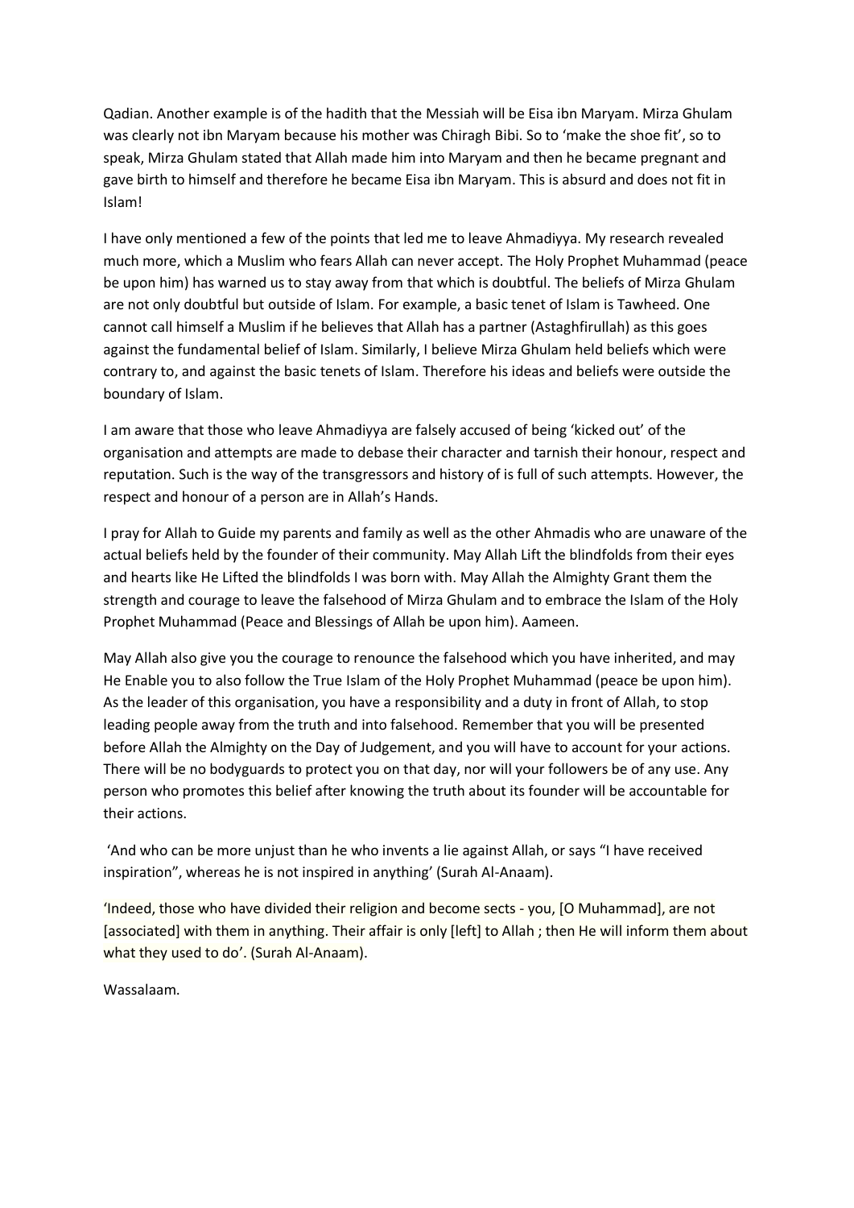Qadian. Another example is of the hadith that the Messiah will be Eisa ibn Maryam. Mirza Ghulam was clearly not ibn Maryam because his mother was Chiragh Bibi. So to 'make the shoe fit', so to speak, Mirza Ghulam stated that Allah made him into Maryam and then he became pregnant and gave birth to himself and therefore he became Eisa ibn Maryam. This is absurd and does not fit in Islam!

I have only mentioned a few of the points that led me to leave Ahmadiyya. My research revealed much more, which a Muslim who fears Allah can never accept. The Holy Prophet Muhammad (peace be upon him) has warned us to stay away from that which is doubtful. The beliefs of Mirza Ghulam are not only doubtful but outside of Islam. For example, a basic tenet of Islam is Tawheed. One cannot call himself a Muslim if he believes that Allah has a partner (Astaghfirullah) as this goes against the fundamental belief of Islam. Similarly, I believe Mirza Ghulam held beliefs which were contrary to, and against the basic tenets of Islam. Therefore his ideas and beliefs were outside the boundary of Islam.

I am aware that those who leave Ahmadiyya are falsely accused of being 'kicked out' of the organisation and attempts are made to debase their character and tarnish their honour, respect and reputation. Such is the way of the transgressors and history of is full of such attempts. However, the respect and honour of a person are in Allah's Hands.

I pray for Allah to Guide my parents and family as well as the other Ahmadis who are unaware of the actual beliefs held by the founder of their community. May Allah Lift the blindfolds from their eyes and hearts like He Lifted the blindfolds I was born with. May Allah the Almighty Grant them the strength and courage to leave the falsehood of Mirza Ghulam and to embrace the Islam of the Holy Prophet Muhammad (Peace and Blessings of Allah be upon him). Aameen.

May Allah also give you the courage to renounce the falsehood which you have inherited, and may He Enable you to also follow the True Islam of the Holy Prophet Muhammad (peace be upon him). As the leader of this organisation, you have a responsibility and a duty in front of Allah, to stop leading people away from the truth and into falsehood. Remember that you will be presented before Allah the Almighty on the Day of Judgement, and you will have to account for your actions. There will be no bodyguards to protect you on that day, nor will your followers be of any use. Any person who promotes this belief after knowing the truth about its founder will be accountable for their actions.

'And who can be more unjust than he who invents a lie against Allah, or says "I have received inspiration", whereas he is not inspired in anything' (Surah Al-Anaam).

'Indeed, those who have divided their religion and become sects - you, [O Muhammad], are not [associated] with them in anything. Their affair is only [left] to Allah ; then He will inform them about what they used to do'. (Surah Al-Anaam).

Wassalaam.